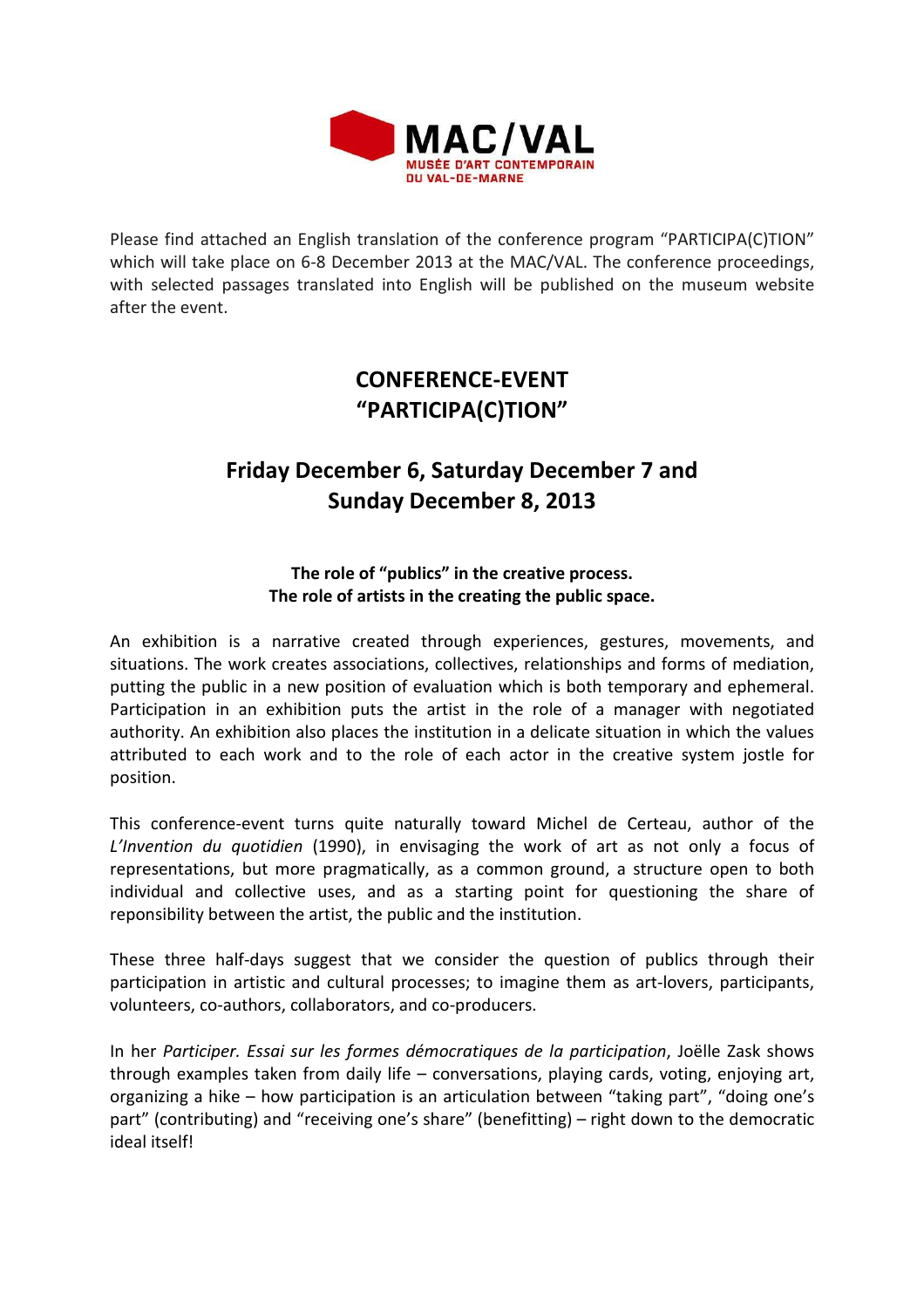MAC/VAL
MUSÉE D'ART CONTEMPORAIN
DU VAL-DE-MARNE

Please find attached an English translation of the conference program "PARTICIPA(C)TION" which will take place on 6-8 December 2013 at the MAC/VAL. The conference proceedings, with selected passages translated into English will be published on the museum website after the event.

# CONFERENCE-EVENT
# "PARTICIPA(C)TION"

## Friday December 6, Saturday December 7 and Sunday December 8, 2013

**The role of "publics" in the creative process.**
**The role of artists in the creating the public space.**

An exhibition is a narrative created through experiences, gestures, movements, and situations. The work creates associations, collectives, relationships and forms of mediation, putting the public in a new position of evaluation which is both temporary and ephemeral. Participation in an exhibition puts the artist in the role of a manager with negotiated authority. An exhibition also places the institution in a delicate situation in which the values attributed to each work and to the role of each actor in the creative system jostle for position.

This conference-event turns quite naturally toward Michel de Certeau, author of the *L'Invention du quotidien* (1990), in envisaging the work of art as not only a focus of representations, but more pragmatically, as a common ground, a structure open to both individual and collective uses, and as a starting point for questioning the share of reponsibility between the artist, the public and the institution.

These three half-days suggest that we consider the question of publics through their participation in artistic and cultural processes; to imagine them as art-lovers, participants, volunteers, co-authors, collaborators, and co-producers.

In her *Participer. Essai sur les formes démocratiques de la participation*, Joëlle Zask shows through examples taken from daily life – conversations, playing cards, voting, enjoying art, organizing a hike – how participation is an articulation between "taking part", "doing one's part" (contributing) and "receiving one's share" (benefitting) – right down to the democratic ideal itself!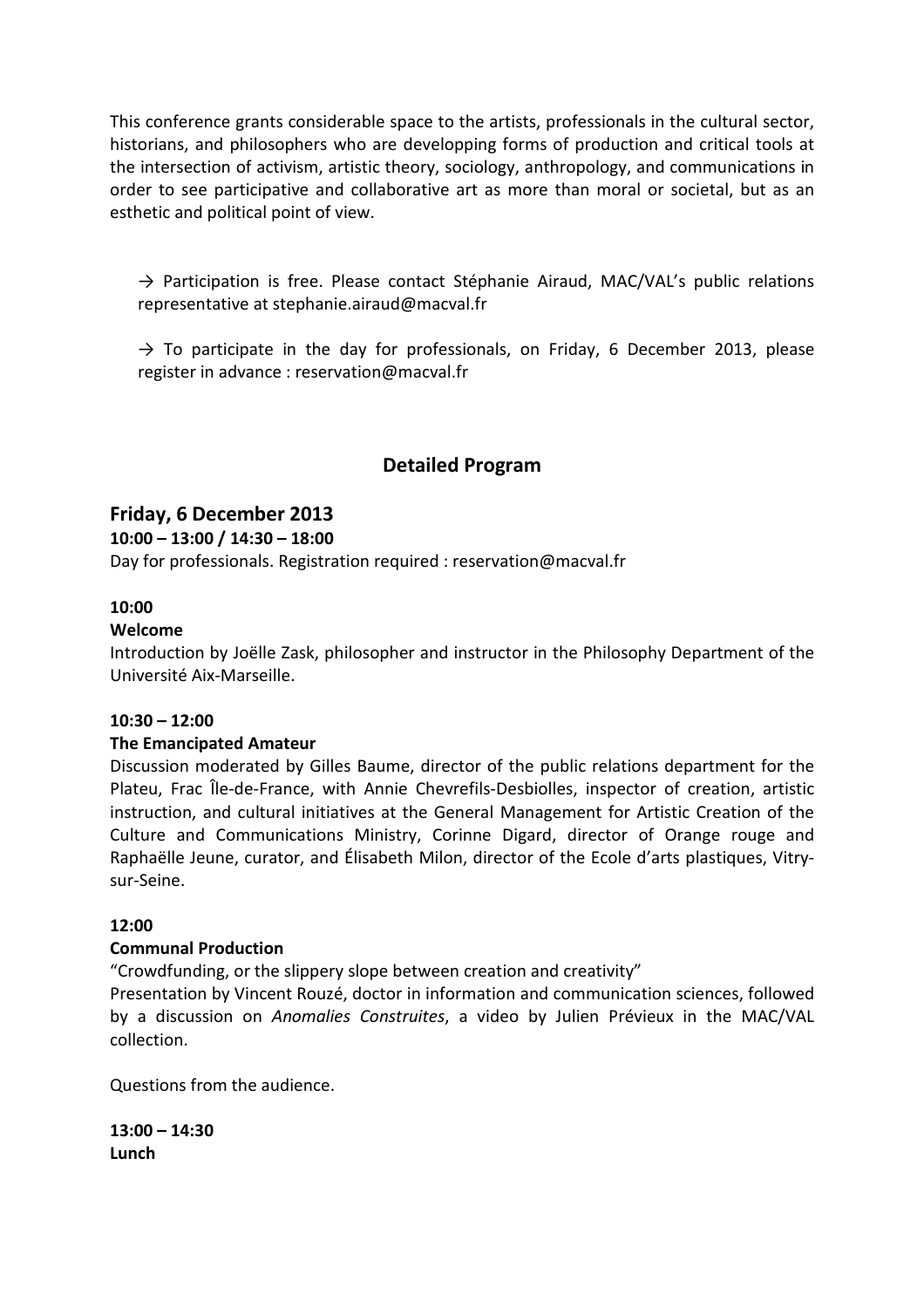This conference grants considerable space to the artists, professionals in the cultural sector, historians, and philosophers who are developping forms of production and critical tools at the intersection of activism, artistic theory, sociology, anthropology, and communications in order to see participative and collaborative art as more than moral or societal, but as an esthetic and political point of view.

→ Participation is free. Please contact Stéphanie Airaud, MAC/VAL's public relations representative at stephanie.airaud@macval.fr

→ To participate in the day for professionals, on Friday, 6 December 2013, please register in advance : reservation@macval.fr

## Detailed Program

### Friday, 6 December 2013

**10:00 – 13:00 / 14:30 – 18:00**

Day for professionals. Registration required : reservation@macval.fr

**10:00**

**Welcome**

Introduction by Joëlle Zask, philosopher and instructor in the Philosophy Department of the Université Aix-Marseille.

**10:30 – 12:00**

**The Emancipated Amateur**

Discussion moderated by Gilles Baume, director of the public relations department for the Plateau, Frac Île-de-France, with Annie Chevrefils-Desbiolles, inspector of creation, artistic instruction, and cultural initiatives at the General Management for Artistic Creation of the Culture and Communications Ministry, Corinne Digard, director of Orange rouge and Raphaëlle Jeune, curator, and Élisabeth Milon, director of the Ecole d'arts plastiques, Vitry-sur-Seine.

**12:00**

**Communal Production**

"Crowdfunding, or the slippery slope between creation and creativity"

Presentation by Vincent Rouzé, doctor in information and communication sciences, followed by a discussion on *Anomalies Construites*, a video by Julien Prévieux in the MAC/VAL collection.

Questions from the audience.

**13:00 – 14:30**
**Lunch**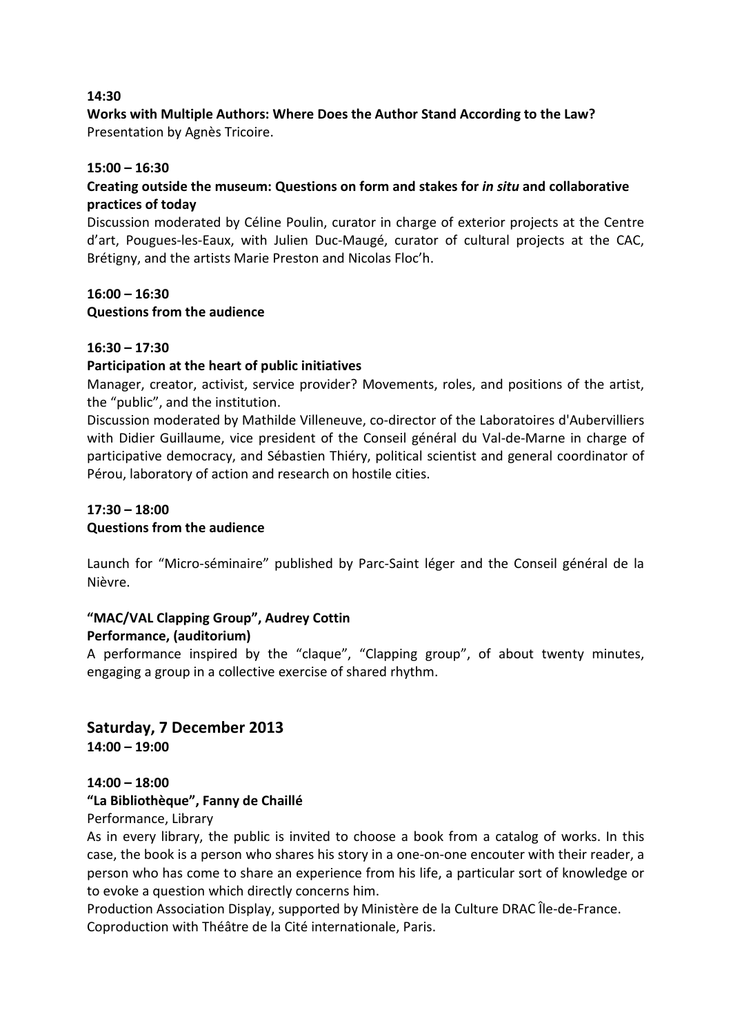**14:30**

**Works with Multiple Authors: Where Does the Author Stand According to the Law?**

Presentation by Agnès Tricoire.

**15:00 – 16:30**

**Creating outside the museum: Questions on form and stakes for *in situ* and collaborative practices of today**

Discussion moderated by Céline Poulin, curator in charge of exterior projects at the Centre d'art, Pougues-les-Eaux, with Julien Duc-Maugé, curator of cultural projects at the CAC, Brétigny, and the artists Marie Preston and Nicolas Floc'h.

**16:00 – 16:30**

**Questions from the audience**

**16:30 – 17:30**

**Participation at the heart of public initiatives**

Manager, creator, activist, service provider? Movements, roles, and positions of the artist, the "public", and the institution.

Discussion moderated by Mathilde Villeneuve, co-director of the Laboratoires d'Aubervilliers with Didier Guillaume, vice president of the Conseil général du Val-de-Marne in charge of participative democracy, and Sébastien Thiéry, political scientist and general coordinator of Pérou, laboratory of action and research on hostile cities.

**17:30 – 18:00**

**Questions from the audience**

Launch for "Micro-séminaire" published by Parc-Saint léger and the Conseil général de la Nièvre.

**"MAC/VAL Clapping Group", Audrey Cottin**

**Performance, (auditorium)**

A performance inspired by the "claque", "Clapping group", of about twenty minutes, engaging a group in a collective exercise of shared rhythm.

## Saturday, 7 December 2013

**14:00 – 19:00**

**14:00 – 18:00**

**"La Bibliothèque", Fanny de Chaillé**

Performance, Library

As in every library, the public is invited to choose a book from a catalog of works. In this case, the book is a person who shares his story in a one-on-one encouter with their reader, a person who has come to share an experience from his life, a particular sort of knowledge or to evoke a question which directly concerns him.

Production Association Display, supported by Ministère de la Culture DRAC Île-de-France.
Coproduction with Théâtre de la Cité internationale, Paris.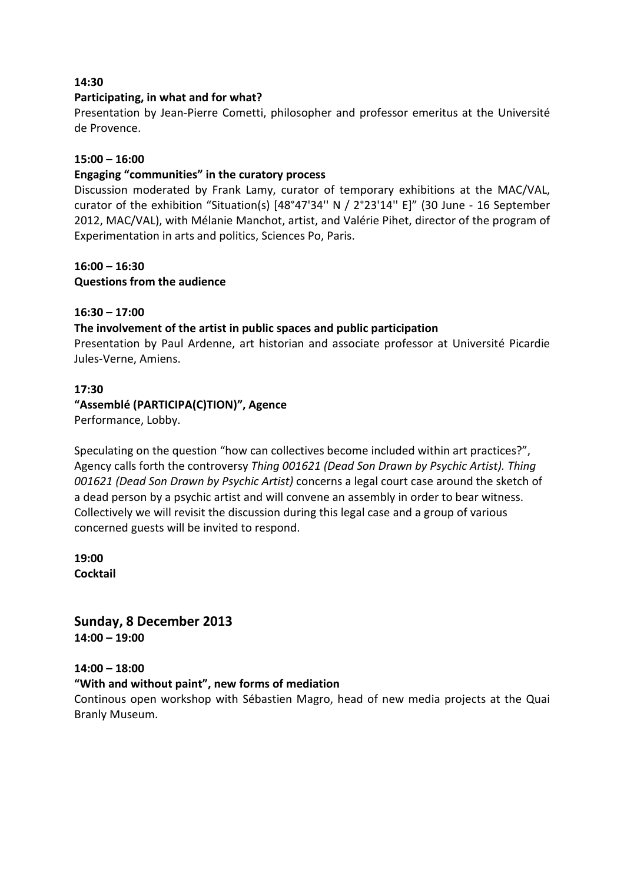**14:30**
**Participating, in what and for what?**
Presentation by Jean-Pierre Cometti, philosopher and professor emeritus at the Université de Provence.

**15:00 – 16:00**
**Engaging “communities” in the curatory process**
Discussion moderated by Frank Lamy, curator of temporary exhibitions at the MAC/VAL, curator of the exhibition “Situation(s) [48°47'34'' N / 2°23'14'' E]” (30 June - 16 September 2012, MAC/VAL), with Mélanie Manchot, artist, and Valérie Pihet, director of the program of Experimentation in arts and politics, Sciences Po, Paris.

**16:00 – 16:30**
**Questions from the audience**

**16:30 – 17:00**
**The involvement of the artist in public spaces and public participation**
Presentation by Paul Ardenne, art historian and associate professor at Université Picardie Jules-Verne, Amiens.

**17:30**
**“Assemblé (PARTICIPA(C)TION)”, Agence**
Performance, Lobby.

Speculating on the question “how can collectives become included within art practices?”, Agency calls forth the controversy *Thing 001621 (Dead Son Drawn by Psychic Artist). Thing 001621 (Dead Son Drawn by Psychic Artist)* concerns a legal court case around the sketch of a dead person by a psychic artist and will convene an assembly in order to bear witness. Collectively we will revisit the discussion during this legal case and a group of various concerned guests will be invited to respond.

**19:00**
**Cocktail**

## Sunday, 8 December 2013
**14:00 – 19:00**

**14:00 – 18:00**
**“With and without paint”, new forms of mediation**
Continous open workshop with Sébastien Magro, head of new media projects at the Quai Branly Museum.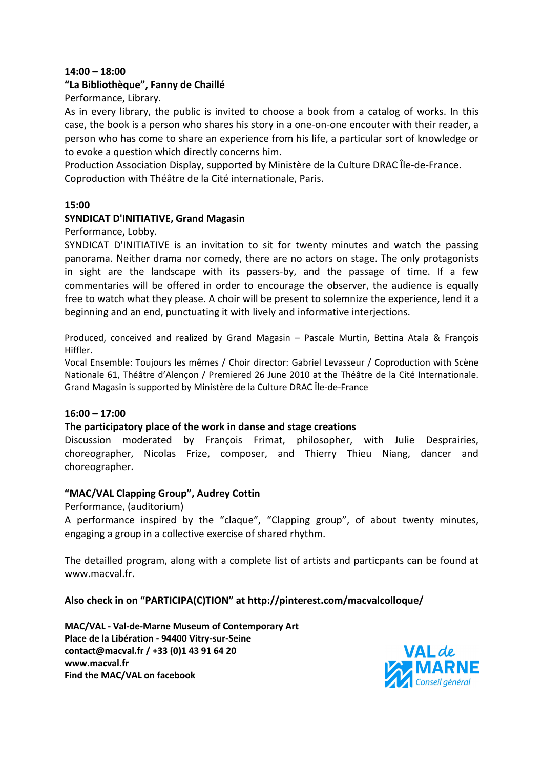**14:00 – 18:00**

**“La Bibliothèque”, Fanny de Chaillé**

Performance, Library.

As in every library, the public is invited to choose a book from a catalog of works. In this case, the book is a person who shares his story in a one-on-one encouter with their reader, a person who has come to share an experience from his life, a particular sort of knowledge or to evoke a question which directly concerns him.

Production Association Display, supported by Ministère de la Culture DRAC Île-de-France. Coproduction with Théâtre de la Cité internationale, Paris.

**15:00**

**SYNDICAT D'INITIATIVE, Grand Magasin**

Performance, Lobby.

SYNDICAT D'INITIATIVE is an invitation to sit for twenty minutes and watch the passing panorama. Neither drama nor comedy, there are no actors on stage. The only protagonists in sight are the landscape with its passers-by, and the passage of time. If a few commentaries will be offered in order to encourage the observer, the audience is equally free to watch what they please. A choir will be present to solemnize the experience, lend it a beginning and an end, punctuating it with lively and informative interjections.

Produced, conceived and realized by Grand Magasin – Pascale Murtin, Bettina Atala & François Hiffler.

Vocal Ensemble: Toujours les mêmes / Choir director: Gabriel Levasseur / Coproduction with Scène Nationale 61, Théâtre d'Alençon / Premiered 26 June 2010 at the Théâtre de la Cité Internationale. Grand Magasin is supported by Ministère de la Culture DRAC Île-de-France

**16:00 – 17:00**

**The participatory place of the work in danse and stage creations**

Discussion moderated by François Frimat, philosopher, with Julie Desprairies, choreographer, Nicolas Frize, composer, and Thierry Thieu Niang, dancer and choreographer.

**“MAC/VAL Clapping Group”, Audrey Cottin**

Performance, (auditorium)

A performance inspired by the “claque”, “Clapping group”, of about twenty minutes, engaging a group in a collective exercise of shared rhythm.

The detailled program, along with a complete list of artists and particpants can be found at www.macval.fr.

**Also check in on “PARTICIPA(C)TION” at http://pinterest.com/macvalcolloque/**

**MAC/VAL - Val-de-Marne Museum of Contemporary Art**
**Place de la Libération - 94400 Vitry-sur-Seine**
**contact@macval.fr / +33 (0)1 43 91 64 20**
**www.macval.fr**
**Find the MAC/VAL on facebook**

VAL de MARNE Conseil général